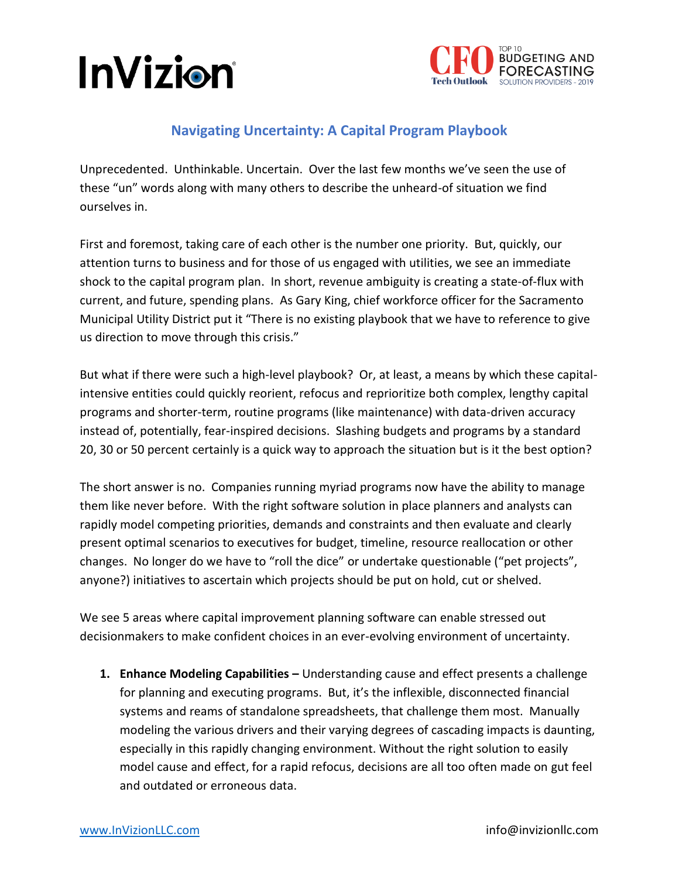# Navigating Uncertainty: A Capital Program Playbook

Unprecedented. Unthinkable. Uncertain. Over the last few months we've seen the use of these "un" words along with many others to describe the unheard-of situation we find ourselves in.

First and foremost, taking care of each other is the number one priority. But, quickly, our attention turns to business and for those of us engaged with utilities, we see an immediate shock to the capital program plan. In short, revenue ambiguity is creating a state-of-flux with current, and future, spending plans. As Gary King, chief workforce officer for the Sacramento Municipal Utility District put it "There is no existing playbook that we have to reference to give us direction to move through this crisis."

But what if there were such a high-level playbook? Or, at least, a means by which these capital-intensive entities could quickly reorient, refocus and reprioritize both complex, lengthy capital programs and shorter-term, routine programs (like maintenance) with data-driven accuracy instead of, potentially, fear-inspired decisions. Slashing budgets and programs by a standard 20, 30 or 50 percent certainly is a quick way to approach the situation but is it the best option?

The short answer is no. Companies running myriad programs now have the ability to manage them like never before. With the right software solution in place planners and analysts can rapidly model competing priorities, demands and constraints and then evaluate and clearly present optimal scenarios to executives for budget, timeline, resource reallocation or other changes. No longer do we have to "roll the dice" or undertake questionable ("pet projects", anyone?) initiatives to ascertain which projects should be put on hold, cut or shelved.

We see 5 areas where capital improvement planning software can enable stressed out decisionmakers to make confident choices in an ever-evolving environment of uncertainty.

1. **Enhance Modeling Capabilities –** Understanding cause and effect presents a challenge for planning and executing programs. But, it's the inflexible, disconnected financial systems and reams of standalone spreadsheets, that challenge them most. Manually modeling the various drivers and their varying degrees of cascading impacts is daunting, especially in this rapidly changing environment. Without the right solution to easily model cause and effect, for a rapid refocus, decisions are all too often made on gut feel and outdated or erroneous data.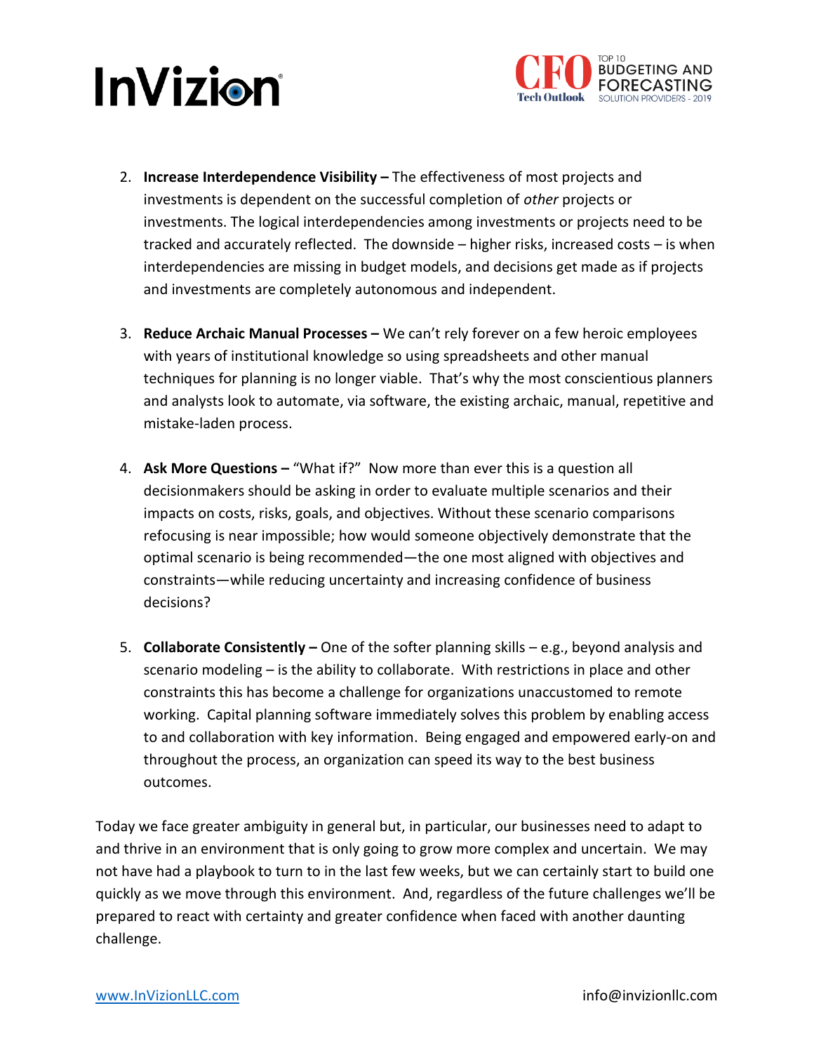2. **Increase Interdependence Visibility –** The effectiveness of most projects and investments is dependent on the successful completion of *other* projects or investments. The logical interdependencies among investments or projects need to be tracked and accurately reflected. The downside – higher risks, increased costs – is when interdependencies are missing in budget models, and decisions get made as if projects and investments are completely autonomous and independent.

3. **Reduce Archaic Manual Processes –** We can't rely forever on a few heroic employees with years of institutional knowledge so using spreadsheets and other manual techniques for planning is no longer viable. That's why the most conscientious planners and analysts look to automate, via software, the existing archaic, manual, repetitive and mistake-laden process.

4. **Ask More Questions –** "What if?" Now more than ever this is a question all decisionmakers should be asking in order to evaluate multiple scenarios and their impacts on costs, risks, goals, and objectives. Without these scenario comparisons refocusing is near impossible; how would someone objectively demonstrate that the optimal scenario is being recommended—the one most aligned with objectives and constraints—while reducing uncertainty and increasing confidence of business decisions?

5. **Collaborate Consistently –** One of the softer planning skills – e.g., beyond analysis and scenario modeling – is the ability to collaborate. With restrictions in place and other constraints this has become a challenge for organizations unaccustomed to remote working. Capital planning software immediately solves this problem by enabling access to and collaboration with key information. Being engaged and empowered early-on and throughout the process, an organization can speed its way to the best business outcomes.

Today we face greater ambiguity in general but, in particular, our businesses need to adapt to and thrive in an environment that is only going to grow more complex and uncertain. We may not have had a playbook to turn to in the last few weeks, but we can certainly start to build one quickly as we move through this environment. And, regardless of the future challenges we'll be prepared to react with certainty and greater confidence when faced with another daunting challenge.